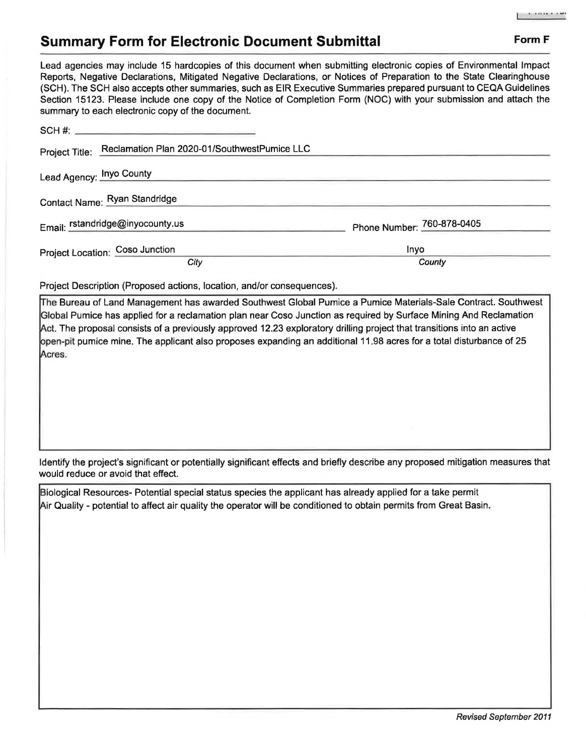## Summary Form for Electronic Document Submittal

**Form F**

Lead agencies may include 15 hardcopies of this document when submitting electronic copies of Environmental Impact Reports, Negative Declarations, Mitigated Negative Declarations, or Notices of Preparation to the State Clearinghouse (SCH). The SCH also accepts other summaries, such as EIR Executive Summaries prepared pursuant to CEQA Guidelines Section 15123. Please include one copy of the Notice of Completion Form (NOC) with your submission and attach the summary to each electronic copy of the document.

SCH #: ______________________

Project Title: Reclamation Plan 2020-01/SouthwestPumice LLC

Lead Agency: Inyo County

Contact Name: Ryan Standridge

Email: rstandridge@inyocounty.us

Phone Number: 760-878-0405

Project Location: Coso Junction (*City*), Inyo (*County*)

Project Description (Proposed actions, location, and/or consequences).

The Bureau of Land Management has awarded Southwest Global Pumice a Pumice Materials-Sale Contract. Southwest Global Pumice has applied for a reclamation plan near Coso Junction as required by Surface Mining And Reclamation Act. The proposal consists of a previously approved 12.23 exploratory drilling project that transitions into an active open-pit pumice mine. The applicant also proposes expanding an additional 11.98 acres for a total disturbance of 25 Acres.

Identify the project's significant or potentially significant effects and briefly describe any proposed mitigation measures that would reduce or avoid that effect.

Biological Resources- Potential special status species the applicant has already applied for a take permit
Air Quality - potential to affect air quality the operator will be conditioned to obtain permits from Great Basin.

*Revised September 2011*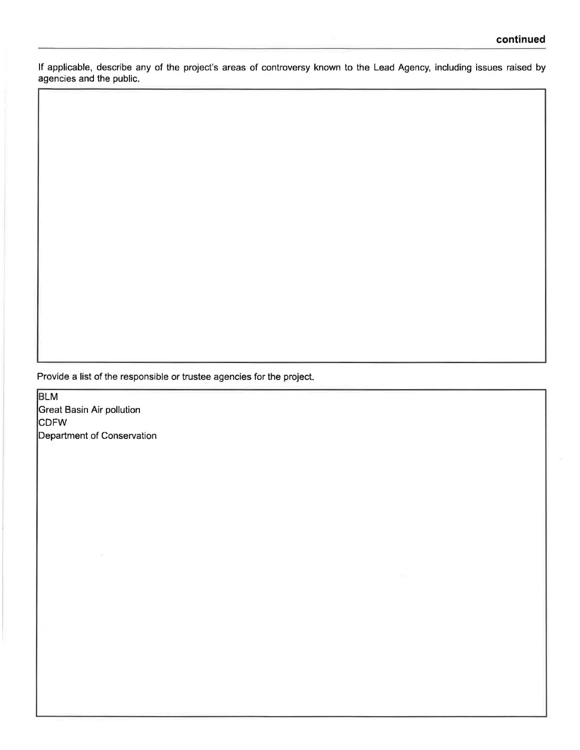If applicable, describe any of the project's areas of controversy known to the Lead Agency, including issues raised by agencies and the public.

Provide a list of the responsible or trustee agencies for the project.

BLM
Great Basin Air pollution
CDFW
Department of Conservation